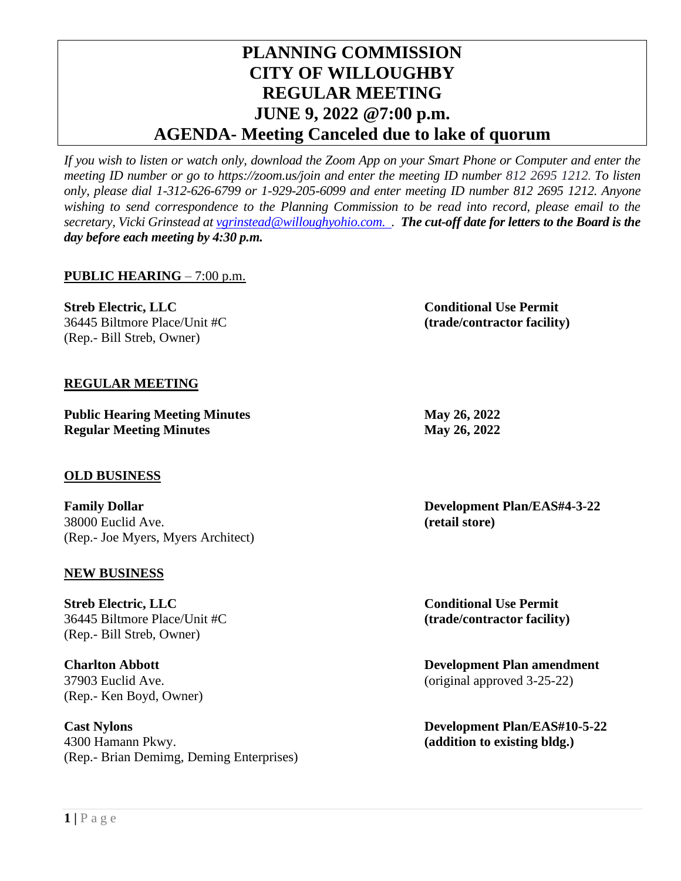# PLANNING COMMISSION
# CITY OF WILLOUGHBY
# REGULAR MEETING
# JUNE 9, 2022 @7:00 p.m.
# AGENDA- Meeting Canceled due to lake of quorum

*If you wish to listen or watch only, download the Zoom App on your Smart Phone or Computer and enter the meeting ID number or go to https://zoom.us/join and enter the meeting ID number 812 2695 1212. To listen only, please dial 1-312-626-6799 or 1-929-205-6099 and enter meeting ID number 812 2695 1212. Anyone wishing to send correspondence to the Planning Commission to be read into record, please email to the secretary, Vicki Grinstead at [vgrinstead@willoughyohio.com.](mailto:vgrinstead@willoughyohio.com) .* ***The cut-off date for letters to the Board is the day before each meeting by 4:30 p.m.***

**PUBLIC HEARING** – 7:00 p.m.

**Streb Electric, LLC** — **Conditional Use Permit (trade/contractor facility)**
36445 Biltmore Place/Unit #C
(Rep.- Bill Streb, Owner)

**REGULAR MEETING**

**Public Hearing Meeting Minutes** — **May 26, 2022**
**Regular Meeting Minutes** — **May 26, 2022**

**OLD BUSINESS**

**Family Dollar** — **Development Plan/EAS#4-3-22 (retail store)**
38000 Euclid Ave.
(Rep.- Joe Myers, Myers Architect)

**NEW BUSINESS**

**Streb Electric, LLC** — **Conditional Use Permit (trade/contractor facility)**
36445 Biltmore Place/Unit #C
(Rep.- Bill Streb, Owner)

**Charlton Abbott** — **Development Plan amendment** (original approved 3-25-22)
37903 Euclid Ave.
(Rep.- Ken Boyd, Owner)

**Cast Nylons** — **Development Plan/EAS#10-5-22 (addition to existing bldg.)**
4300 Hamann Pkwy.
(Rep.- Brian Demimg, Deming Enterprises)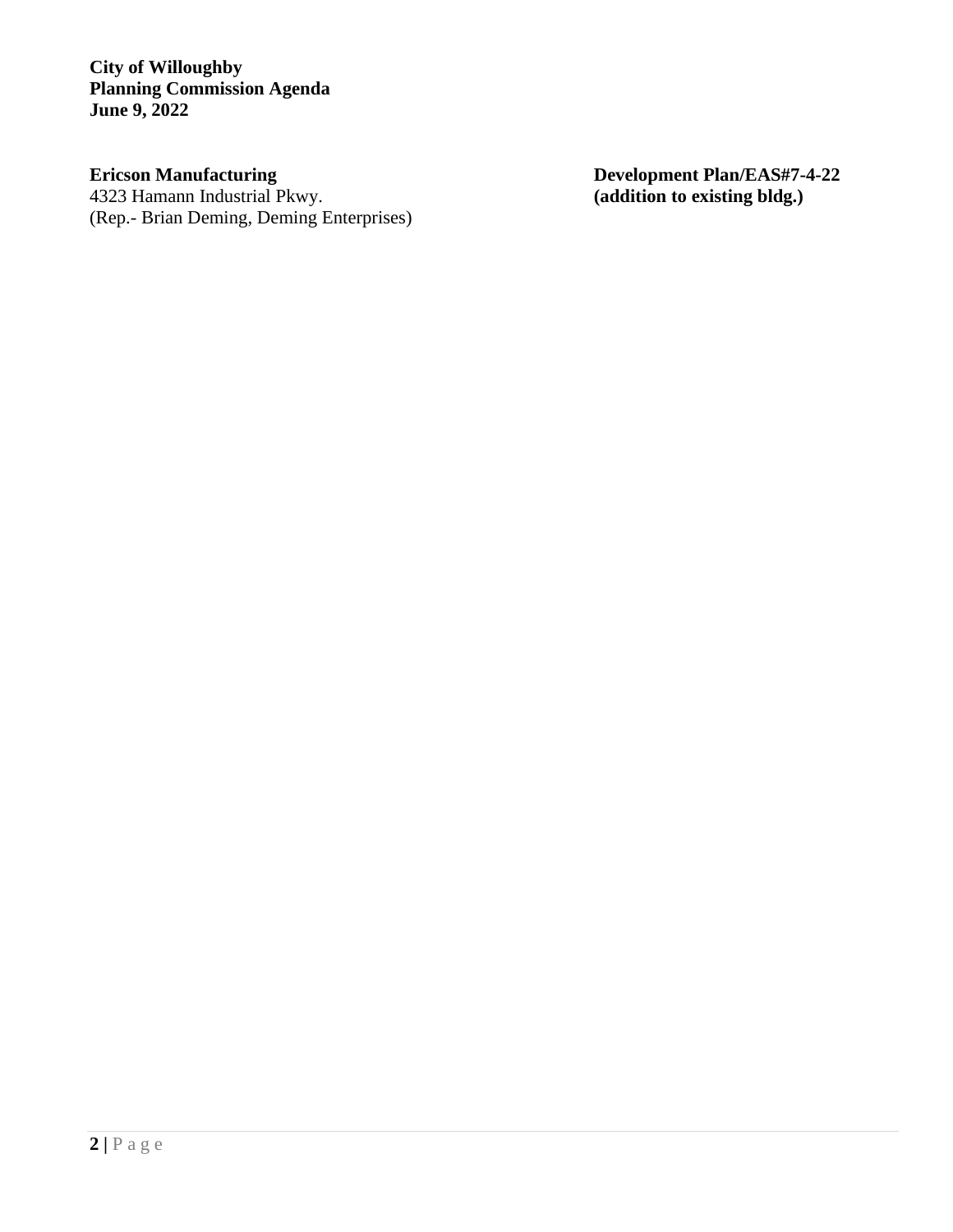**City of Willoughby**
**Planning Commission Agenda**
**June 9, 2022**

**Ericson Manufacturing**
4323 Hamann Industrial Pkwy.
(Rep.- Brian Deming, Deming Enterprises)

**Development Plan/EAS#7-4-22**
**(addition to existing bldg.)**